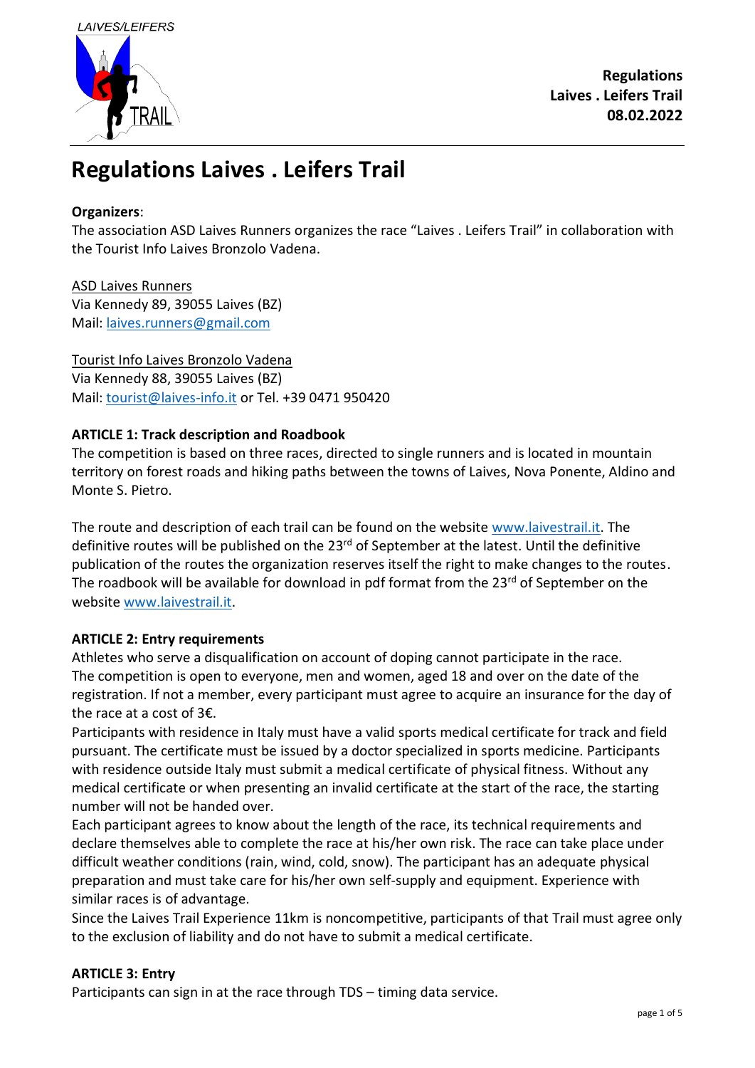# Regulations Laives . Leifers Trail

**Organizers**:
The association ASD Laives Runners organizes the race "Laives . Leifers Trail" in collaboration with the Tourist Info Laives Bronzolo Vadena.

ASD Laives Runners
Via Kennedy 89, 39055 Laives (BZ)
Mail: laives.runners@gmail.com

Tourist Info Laives Bronzolo Vadena
Via Kennedy 88, 39055 Laives (BZ)
Mail: tourist@laives-info.it or Tel. +39 0471 950420

**ARTICLE 1: Track description and Roadbook**
The competition is based on three races, directed to single runners and is located in mountain territory on forest roads and hiking paths between the towns of Laives, Nova Ponente, Aldino and Monte S. Pietro.

The route and description of each trail can be found on the website www.laivestrail.it. The definitive routes will be published on the 23rd of September at the latest. Until the definitive publication of the routes the organization reserves itself the right to make changes to the routes. The roadbook will be available for download in pdf format from the 23rd of September on the website www.laivestrail.it.

**ARTICLE 2: Entry requirements**
Athletes who serve a disqualification on account of doping cannot participate in the race.
The competition is open to everyone, men and women, aged 18 and over on the date of the registration. If not a member, every participant must agree to acquire an insurance for the day of the race at a cost of 3€.
Participants with residence in Italy must have a valid sports medical certificate for track and field pursuant. The certificate must be issued by a doctor specialized in sports medicine. Participants with residence outside Italy must submit a medical certificate of physical fitness. Without any medical certificate or when presenting an invalid certificate at the start of the race, the starting number will not be handed over.
Each participant agrees to know about the length of the race, its technical requirements and declare themselves able to complete the race at his/her own risk. The race can take place under difficult weather conditions (rain, wind, cold, snow). The participant has an adequate physical preparation and must take care for his/her own self-supply and equipment. Experience with similar races is of advantage.
Since the Laives Trail Experience 11km is noncompetitive, participants of that Trail must agree only to the exclusion of liability and do not have to submit a medical certificate.

**ARTICLE 3: Entry**
Participants can sign in at the race through TDS – timing data service.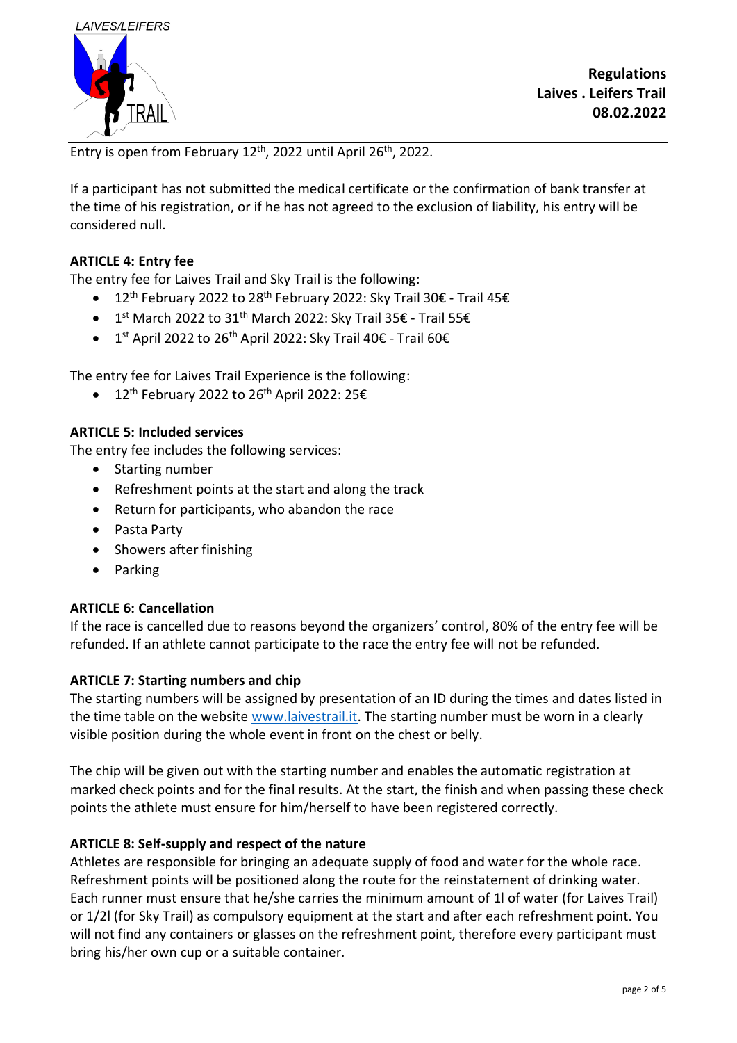Entry is open from February 12th, 2022 until April 26th, 2022.

If a participant has not submitted the medical certificate or the confirmation of bank transfer at the time of his registration, or if he has not agreed to the exclusion of liability, his entry will be considered null.

**ARTICLE 4: Entry fee**

The entry fee for Laives Trail and Sky Trail is the following:

- 12th February 2022 to 28th February 2022: Sky Trail 30€ - Trail 45€
- 1st March 2022 to 31th March 2022: Sky Trail 35€ - Trail 55€
- 1st April 2022 to 26th April 2022: Sky Trail 40€ - Trail 60€

The entry fee for Laives Trail Experience is the following:

- 12th February 2022 to 26th April 2022: 25€

**ARTICLE 5: Included services**

The entry fee includes the following services:

- Starting number
- Refreshment points at the start and along the track
- Return for participants, who abandon the race
- Pasta Party
- Showers after finishing
- Parking

**ARTICLE 6: Cancellation**

If the race is cancelled due to reasons beyond the organizers' control, 80% of the entry fee will be refunded. If an athlete cannot participate to the race the entry fee will not be refunded.

**ARTICLE 7: Starting numbers and chip**

The starting numbers will be assigned by presentation of an ID during the times and dates listed in the time table on the website www.laivestrail.it. The starting number must be worn in a clearly visible position during the whole event in front on the chest or belly.

The chip will be given out with the starting number and enables the automatic registration at marked check points and for the final results. At the start, the finish and when passing these check points the athlete must ensure for him/herself to have been registered correctly.

**ARTICLE 8: Self-supply and respect of the nature**

Athletes are responsible for bringing an adequate supply of food and water for the whole race. Refreshment points will be positioned along the route for the reinstatement of drinking water. Each runner must ensure that he/she carries the minimum amount of 1l of water (for Laives Trail) or 1/2l (for Sky Trail) as compulsory equipment at the start and after each refreshment point. You will not find any containers or glasses on the refreshment point, therefore every participant must bring his/her own cup or a suitable container.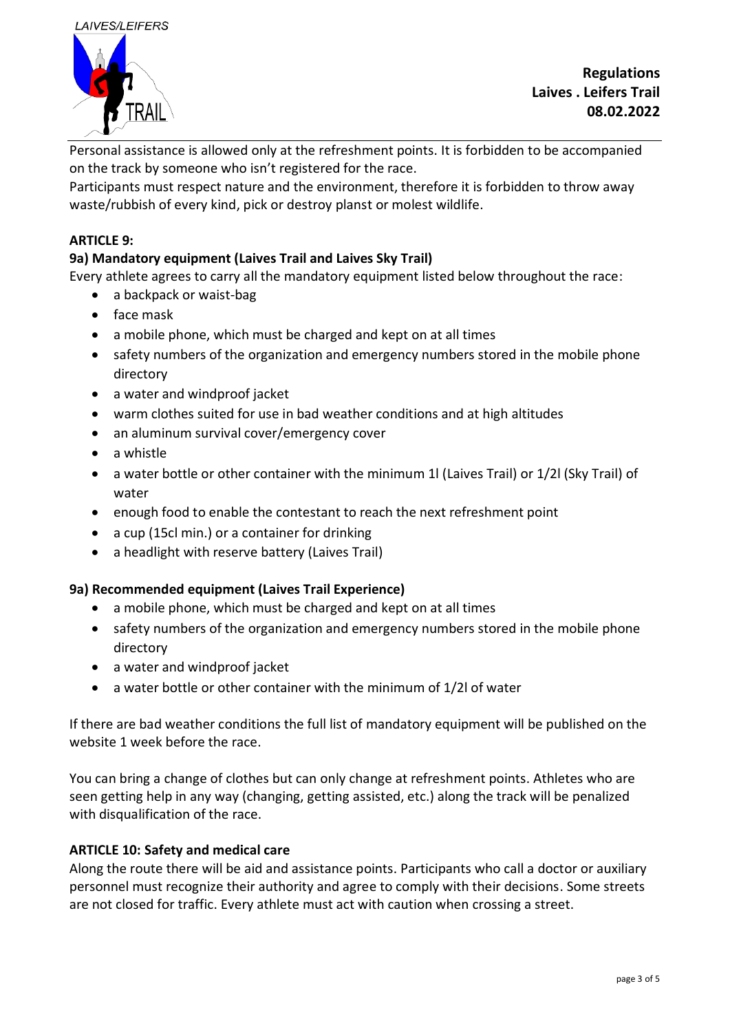Personal assistance is allowed only at the refreshment points. It is forbidden to be accompanied on the track by someone who isn't registered for the race.

Participants must respect nature and the environment, therefore it is forbidden to throw away waste/rubbish of every kind, pick or destroy plants or molest wildlife.

**ARTICLE 9:**

**9a) Mandatory equipment (Laives Trail and Laives Sky Trail)**

Every athlete agrees to carry all the mandatory equipment listed below throughout the race:

- a backpack or waist-bag
- face mask
- a mobile phone, which must be charged and kept on at all times
- safety numbers of the organization and emergency numbers stored in the mobile phone directory
- a water and windproof jacket
- warm clothes suited for use in bad weather conditions and at high altitudes
- an aluminum survival cover/emergency cover
- a whistle
- a water bottle or other container with the minimum 1l (Laives Trail) or 1/2l (Sky Trail) of water
- enough food to enable the contestant to reach the next refreshment point
- a cup (15cl min.) or a container for drinking
- a headlight with reserve battery (Laives Trail)

**9a) Recommended equipment (Laives Trail Experience)**

- a mobile phone, which must be charged and kept on at all times
- safety numbers of the organization and emergency numbers stored in the mobile phone directory
- a water and windproof jacket
- a water bottle or other container with the minimum of 1/2l of water

If there are bad weather conditions the full list of mandatory equipment will be published on the website 1 week before the race.

You can bring a change of clothes but can only change at refreshment points. Athletes who are seen getting help in any way (changing, getting assisted, etc.) along the track will be penalized with disqualification of the race.

**ARTICLE 10: Safety and medical care**

Along the route there will be aid and assistance points. Participants who call a doctor or auxiliary personnel must recognize their authority and agree to comply with their decisions. Some streets are not closed for traffic. Every athlete must act with caution when crossing a street.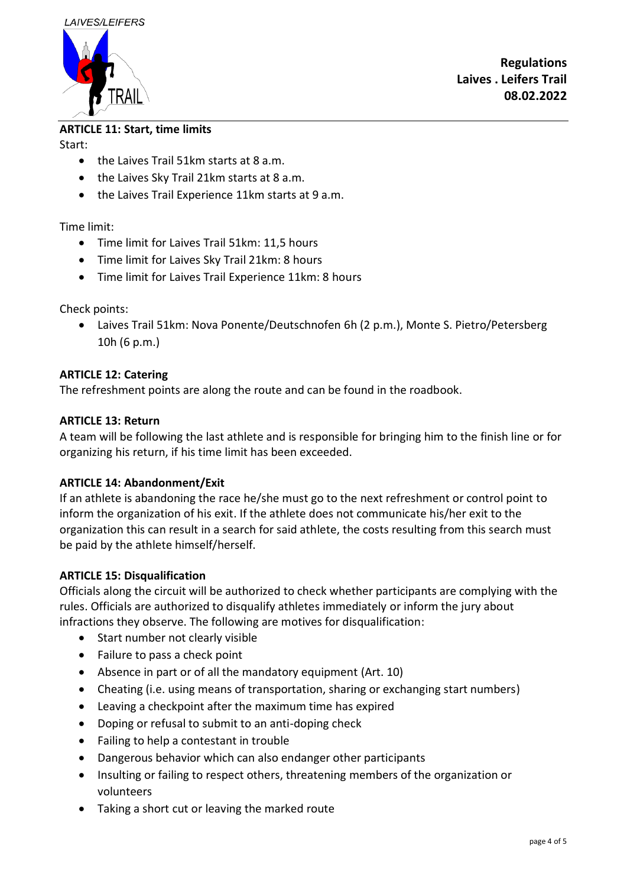## ARTICLE 11: Start, time limits

Start:

- the Laives Trail 51km starts at 8 a.m.
- the Laives Sky Trail 21km starts at 8 a.m.
- the Laives Trail Experience 11km starts at 9 a.m.

Time limit:

- Time limit for Laives Trail 51km: 11,5 hours
- Time limit for Laives Sky Trail 21km: 8 hours
- Time limit for Laives Trail Experience 11km: 8 hours

Check points:

- Laives Trail 51km: Nova Ponente/Deutschnofen 6h (2 p.m.), Monte S. Pietro/Petersberg 10h (6 p.m.)

## ARTICLE 12: Catering

The refreshment points are along the route and can be found in the roadbook.

## ARTICLE 13: Return

A team will be following the last athlete and is responsible for bringing him to the finish line or for organizing his return, if his time limit has been exceeded.

## ARTICLE 14: Abandonment/Exit

If an athlete is abandoning the race he/she must go to the next refreshment or control point to inform the organization of his exit. If the athlete does not communicate his/her exit to the organization this can result in a search for said athlete, the costs resulting from this search must be paid by the athlete himself/herself.

## ARTICLE 15: Disqualification

Officials along the circuit will be authorized to check whether participants are complying with the rules. Officials are authorized to disqualify athletes immediately or inform the jury about infractions they observe. The following are motives for disqualification:

- Start number not clearly visible
- Failure to pass a check point
- Absence in part or of all the mandatory equipment (Art. 10)
- Cheating (i.e. using means of transportation, sharing or exchanging start numbers)
- Leaving a checkpoint after the maximum time has expired
- Doping or refusal to submit to an anti-doping check
- Failing to help a contestant in trouble
- Dangerous behavior which can also endanger other participants
- Insulting or failing to respect others, threatening members of the organization or volunteers
- Taking a short cut or leaving the marked route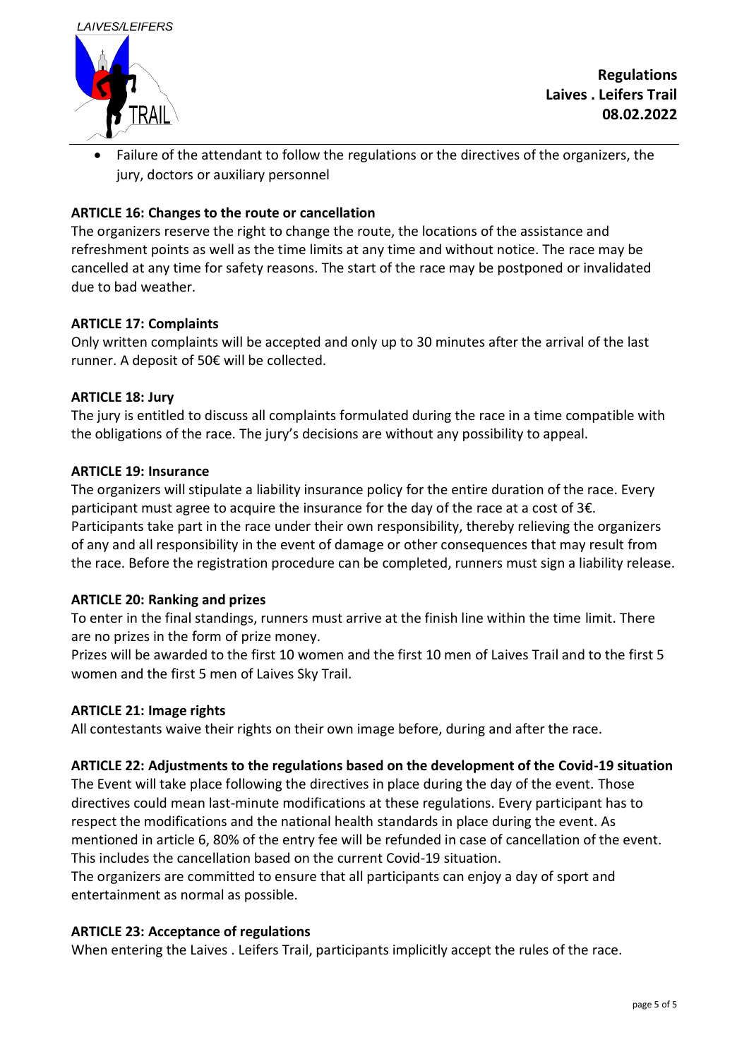- Failure of the attendant to follow the regulations or the directives of the organizers, the jury, doctors or auxiliary personnel

**ARTICLE 16: Changes to the route or cancellation**

The organizers reserve the right to change the route, the locations of the assistance and refreshment points as well as the time limits at any time and without notice. The race may be cancelled at any time for safety reasons. The start of the race may be postponed or invalidated due to bad weather.

**ARTICLE 17: Complaints**

Only written complaints will be accepted and only up to 30 minutes after the arrival of the last runner. A deposit of 50€ will be collected.

**ARTICLE 18: Jury**

The jury is entitled to discuss all complaints formulated during the race in a time compatible with the obligations of the race. The jury's decisions are without any possibility to appeal.

**ARTICLE 19: Insurance**

The organizers will stipulate a liability insurance policy for the entire duration of the race. Every participant must agree to acquire the insurance for the day of the race at a cost of 3€. Participants take part in the race under their own responsibility, thereby relieving the organizers of any and all responsibility in the event of damage or other consequences that may result from the race. Before the registration procedure can be completed, runners must sign a liability release.

**ARTICLE 20: Ranking and prizes**

To enter in the final standings, runners must arrive at the finish line within the time limit. There are no prizes in the form of prize money.

Prizes will be awarded to the first 10 women and the first 10 men of Laives Trail and to the first 5 women and the first 5 men of Laives Sky Trail.

**ARTICLE 21: Image rights**

All contestants waive their rights on their own image before, during and after the race.

**ARTICLE 22: Adjustments to the regulations based on the development of the Covid-19 situation**

The Event will take place following the directives in place during the day of the event. Those directives could mean last-minute modifications at these regulations. Every participant has to respect the modifications and the national health standards in place during the event. As mentioned in article 6, 80% of the entry fee will be refunded in case of cancellation of the event. This includes the cancellation based on the current Covid-19 situation.

The organizers are committed to ensure that all participants can enjoy a day of sport and entertainment as normal as possible.

**ARTICLE 23: Acceptance of regulations**

When entering the Laives . Leifers Trail, participants implicitly accept the rules of the race.